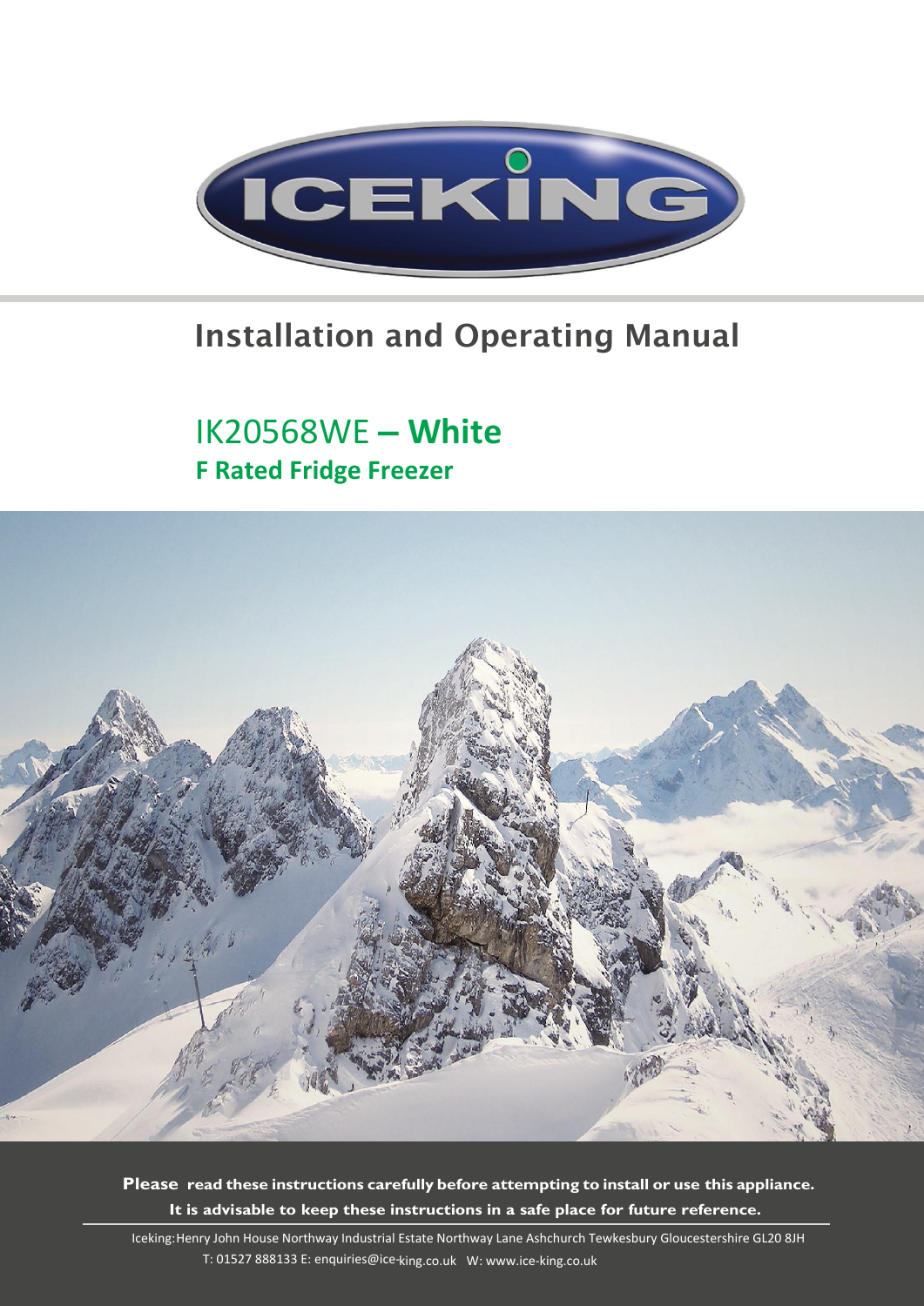ICEKING

# Installation and Operating Manual

## IK20568WE – **White**
### **F Rated Fridge Freezer**

**Please read these instructions carefully before attempting to install or use this appliance.**
**It is advisable to keep these instructions in a safe place for future reference.**

Iceking: Henry John House Northway Industrial Estate Northway Lane Ashchurch Tewkesbury Gloucestershire GL20 8JH
T: 01527 888133 E: enquiries@ice-king.co.uk W: www.ice-king.co.uk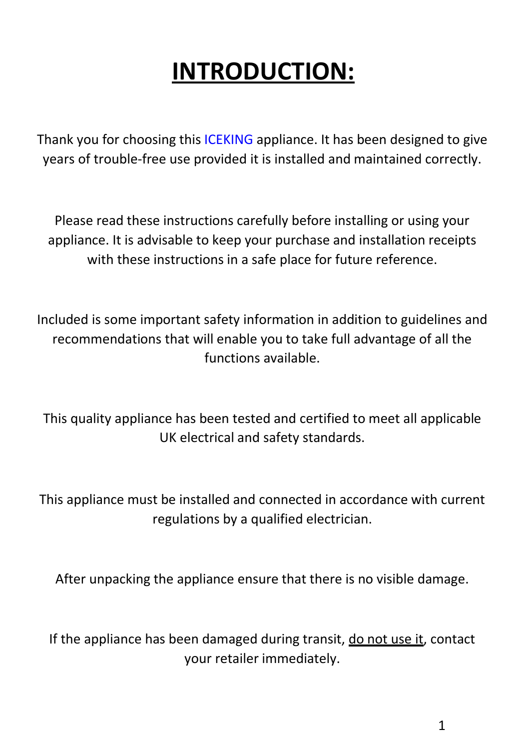# INTRODUCTION:

Thank you for choosing this ICEKING appliance. It has been designed to give years of trouble-free use provided it is installed and maintained correctly.

Please read these instructions carefully before installing or using your appliance. It is advisable to keep your purchase and installation receipts with these instructions in a safe place for future reference.

Included is some important safety information in addition to guidelines and recommendations that will enable you to take full advantage of all the functions available.

This quality appliance has been tested and certified to meet all applicable UK electrical and safety standards.

This appliance must be installed and connected in accordance with current regulations by a qualified electrician.

After unpacking the appliance ensure that there is no visible damage.

If the appliance has been damaged during transit, <u>do not use it</u>, contact your retailer immediately.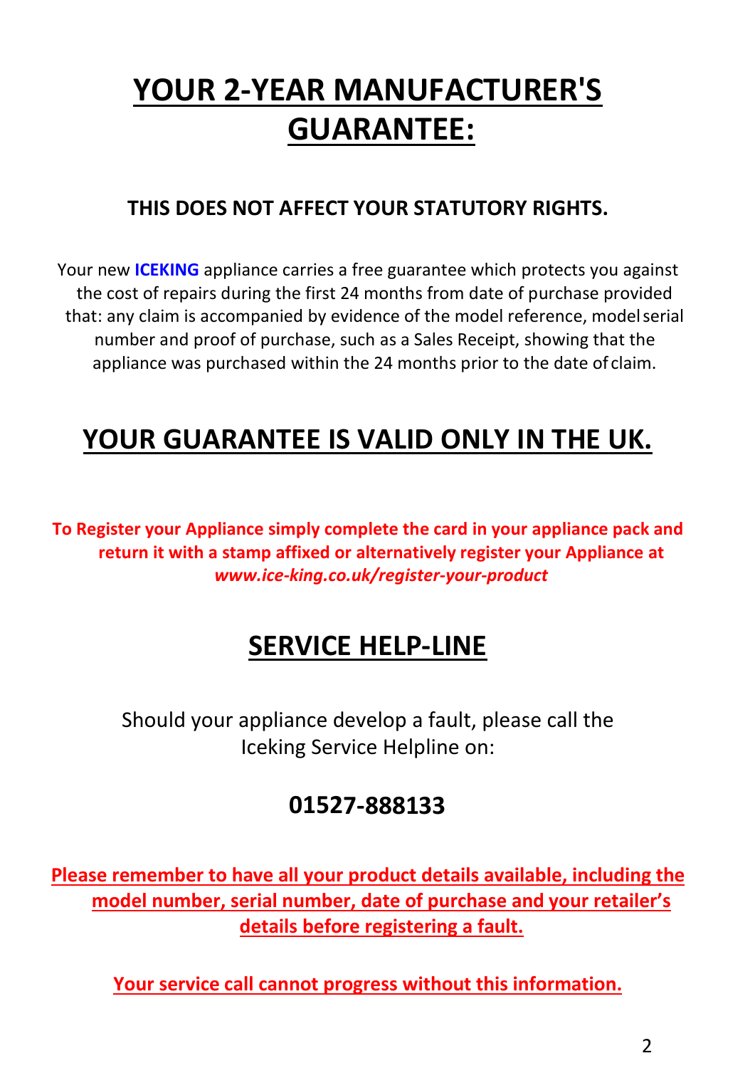# YOUR 2-YEAR MANUFACTURER'S GUARANTEE:

**THIS DOES NOT AFFECT YOUR STATUTORY RIGHTS.**

Your new **ICEKING** appliance carries a free guarantee which protects you against the cost of repairs during the first 24 months from date of purchase provided that: any claim is accompanied by evidence of the model reference, model serial number and proof of purchase, such as a Sales Receipt, showing that the appliance was purchased within the 24 months prior to the date of claim.

## YOUR GUARANTEE IS VALID ONLY IN THE UK.

**To Register your Appliance simply complete the card in your appliance pack and return it with a stamp affixed or alternatively register your Appliance at *www.ice-king.co.uk/register-your-product***

## SERVICE HELP-LINE

Should your appliance develop a fault, please call the Iceking Service Helpline on:

### 01527-888133

**Please remember to have all your product details available, including the model number, serial number, date of purchase and your retailer's details before registering a fault.**

**Your service call cannot progress without this information.**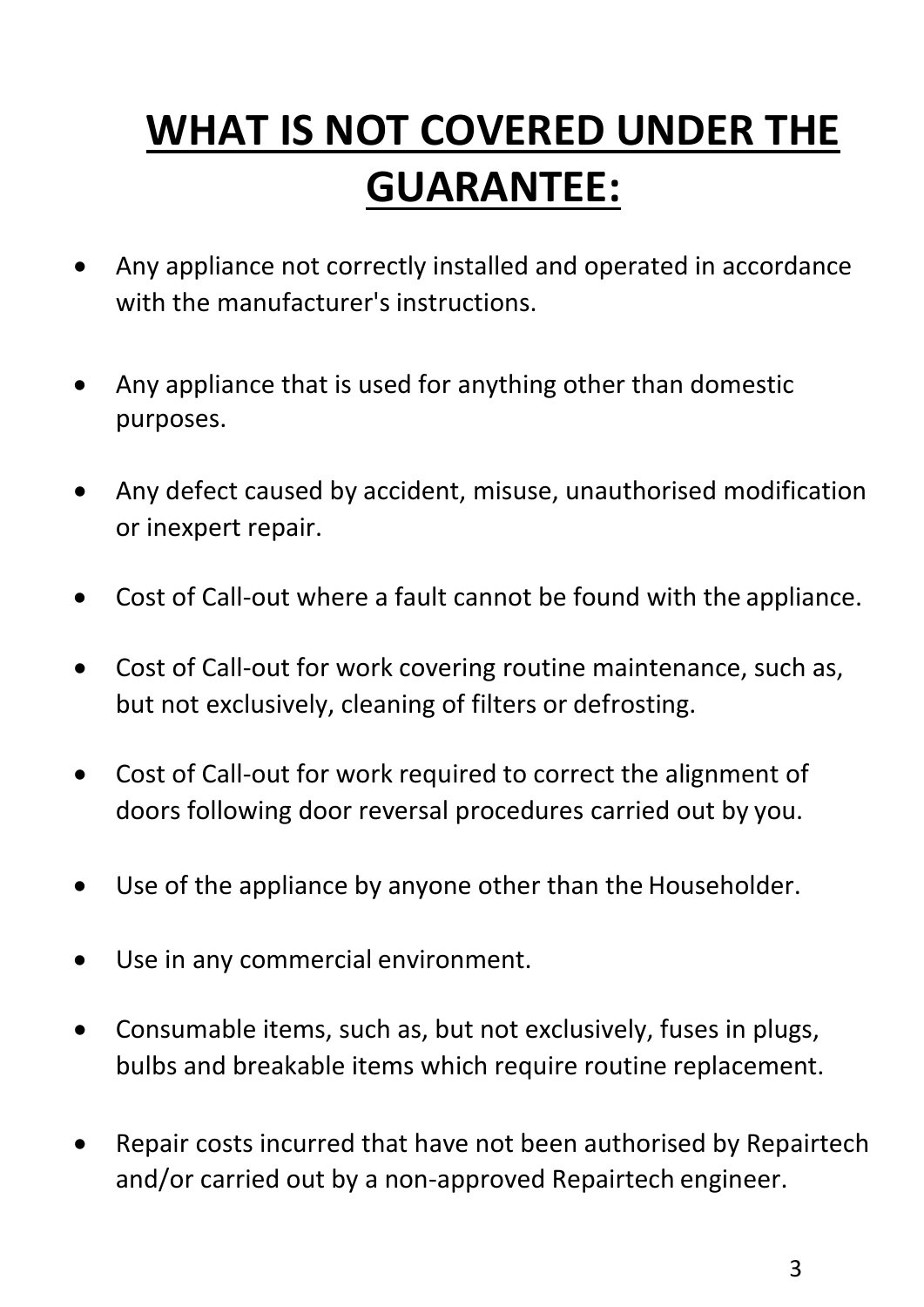# WHAT IS NOT COVERED UNDER THE GUARANTEE:

- Any appliance not correctly installed and operated in accordance with the manufacturer's instructions.
- Any appliance that is used for anything other than domestic purposes.
- Any defect caused by accident, misuse, unauthorised modification or inexpert repair.
- Cost of Call-out where a fault cannot be found with the appliance.
- Cost of Call-out for work covering routine maintenance, such as, but not exclusively, cleaning of filters or defrosting.
- Cost of Call-out for work required to correct the alignment of doors following door reversal procedures carried out by you.
- Use of the appliance by anyone other than the Householder.
- Use in any commercial environment.
- Consumable items, such as, but not exclusively, fuses in plugs, bulbs and breakable items which require routine replacement.
- Repair costs incurred that have not been authorised by Repairtech and/or carried out by a non-approved Repairtech engineer.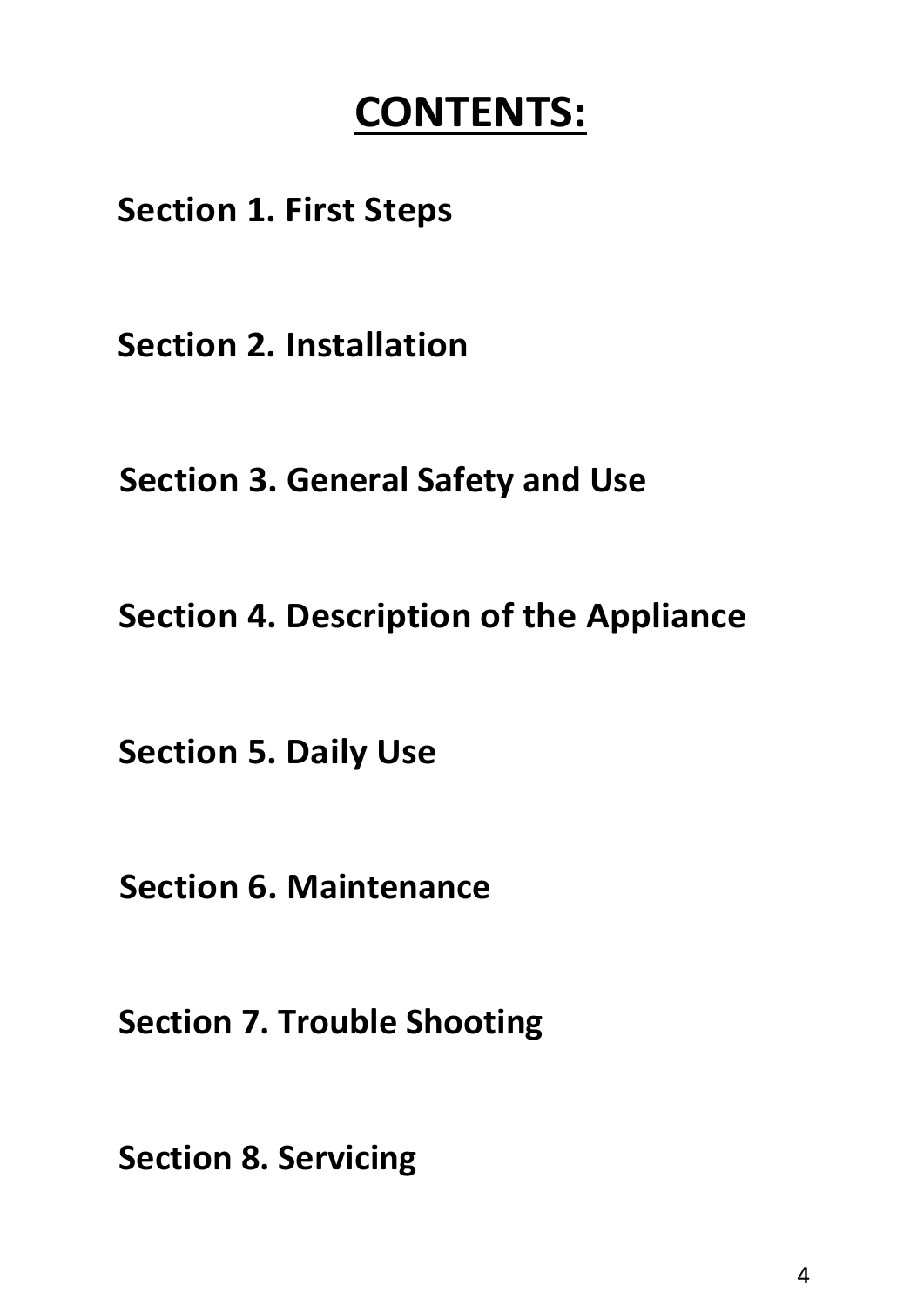# CONTENTS:

**Section 1. First Steps**

**Section 2. Installation**

**Section 3. General Safety and Use**

**Section 4. Description of the Appliance**

**Section 5. Daily Use**

**Section 6. Maintenance**

**Section 7. Trouble Shooting**

**Section 8. Servicing**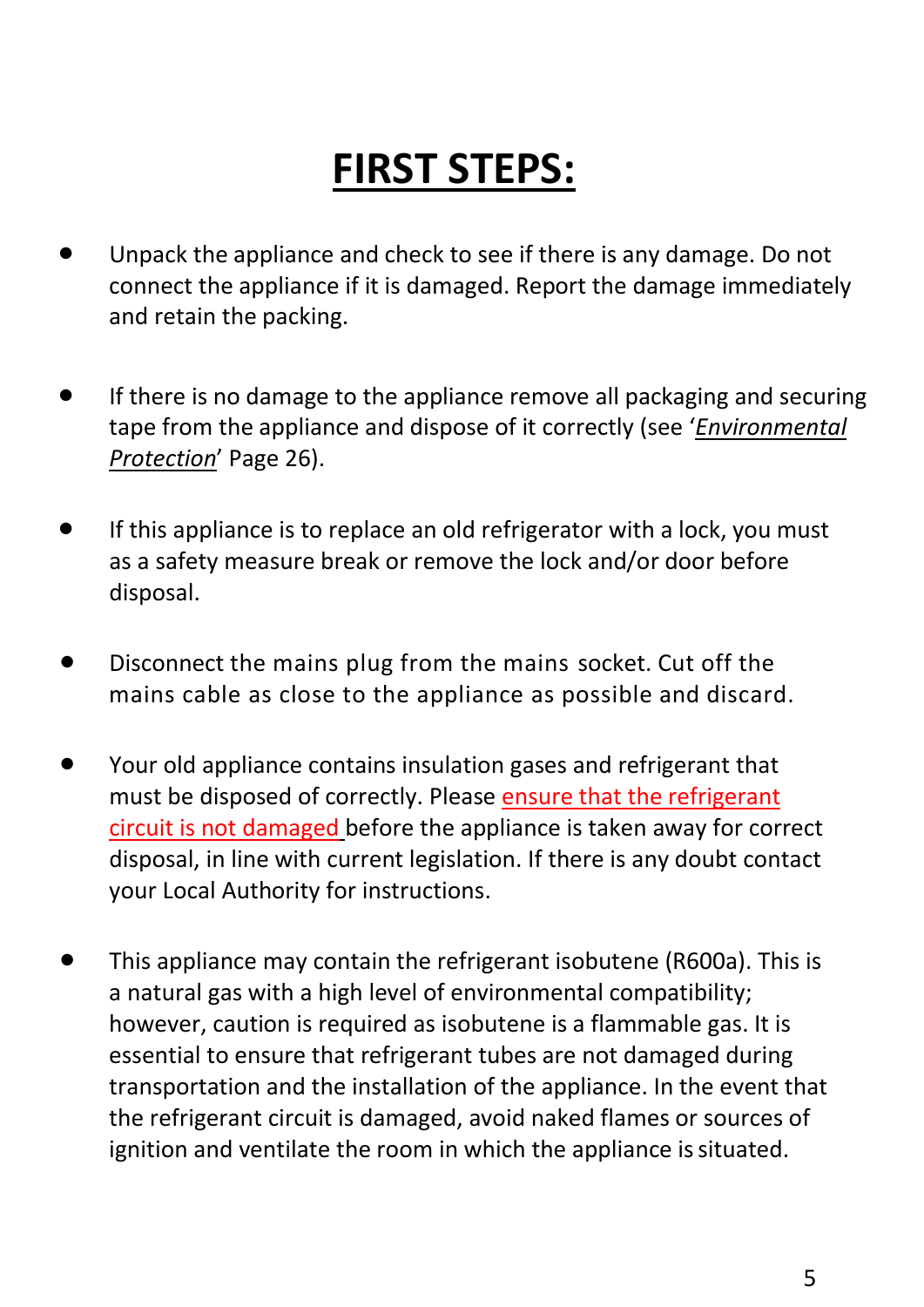# FIRST STEPS:

- Unpack the appliance and check to see if there is any damage. Do not connect the appliance if it is damaged. Report the damage immediately and retain the packing.

- If there is no damage to the appliance remove all packaging and securing tape from the appliance and dispose of it correctly (see '*Environmental Protection*' Page 26).

- If this appliance is to replace an old refrigerator with a lock, you must as a safety measure break or remove the lock and/or door before disposal.

- Disconnect the mains plug from the mains socket. Cut off the mains cable as close to the appliance as possible and discard.

- Your old appliance contains insulation gases and refrigerant that must be disposed of correctly. Please ensure that the refrigerant circuit is not damaged before the appliance is taken away for correct disposal, in line with current legislation. If there is any doubt contact your Local Authority for instructions.

- This appliance may contain the refrigerant isobutene (R600a). This is a natural gas with a high level of environmental compatibility; however, caution is required as isobutene is a flammable gas. It is essential to ensure that refrigerant tubes are not damaged during transportation and the installation of the appliance. In the event that the refrigerant circuit is damaged, avoid naked flames or sources of ignition and ventilate the room in which the appliance is situated.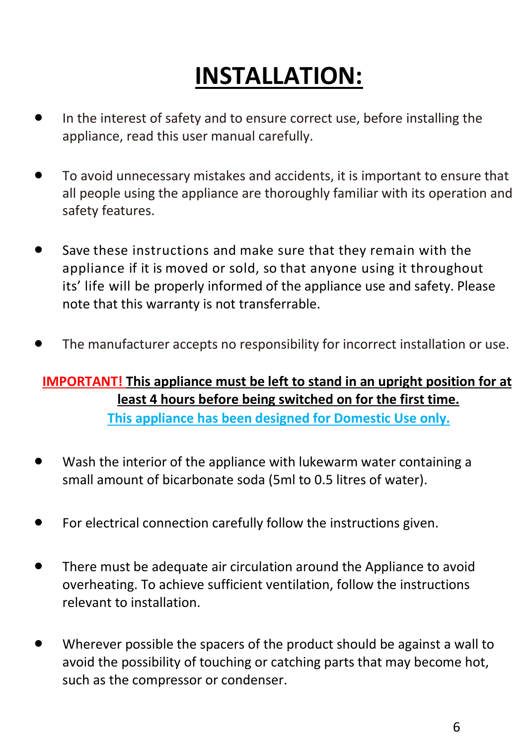# INSTALLATION:

- In the interest of safety and to ensure correct use, before installing the appliance, read this user manual carefully.

- To avoid unnecessary mistakes and accidents, it is important to ensure that all people using the appliance are thoroughly familiar with its operation and safety features.

- Save these instructions and make sure that they remain with the appliance if it is moved or sold, so that anyone using it throughout its' life will be properly informed of the appliance use and safety. Please note that this warranty is not transferrable.

- The manufacturer accepts no responsibility for incorrect installation or use.

**IMPORTANT! This appliance must be left to stand in an upright position for at least 4 hours before being switched on for the first time.**

**This appliance has been designed for Domestic Use only.**

- Wash the interior of the appliance with lukewarm water containing a small amount of bicarbonate soda (5ml to 0.5 litres of water).

- For electrical connection carefully follow the instructions given.

- There must be adequate air circulation around the Appliance to avoid overheating. To achieve sufficient ventilation, follow the instructions relevant to installation.

- Wherever possible the spacers of the product should be against a wall to avoid the possibility of touching or catching parts that may become hot, such as the compressor or condenser.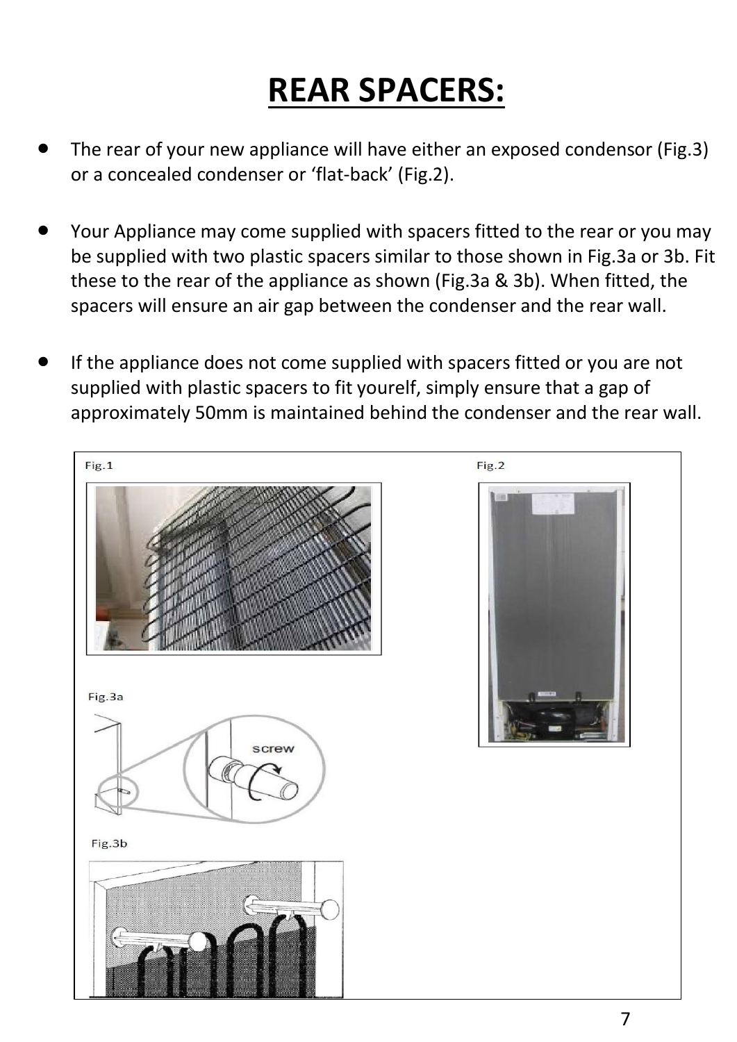# REAR SPACERS:

- The rear of your new appliance will have either an exposed condensor (Fig.3) or a concealed condenser or 'flat-back' (Fig.2).

- Your Appliance may come supplied with spacers fitted to the rear or you may be supplied with two plastic spacers similar to those shown in Fig.3a or 3b. Fit these to the rear of the appliance as shown (Fig.3a & 3b). When fitted, the spacers will ensure an air gap between the condenser and the rear wall.

- If the appliance does not come supplied with spacers fitted or you are not supplied with plastic spacers to fit yourelf, simply ensure that a gap of approximately 50mm is maintained behind the condenser and the rear wall.

Fig.1

Fig.2

Fig.3a

screw

Fig.3b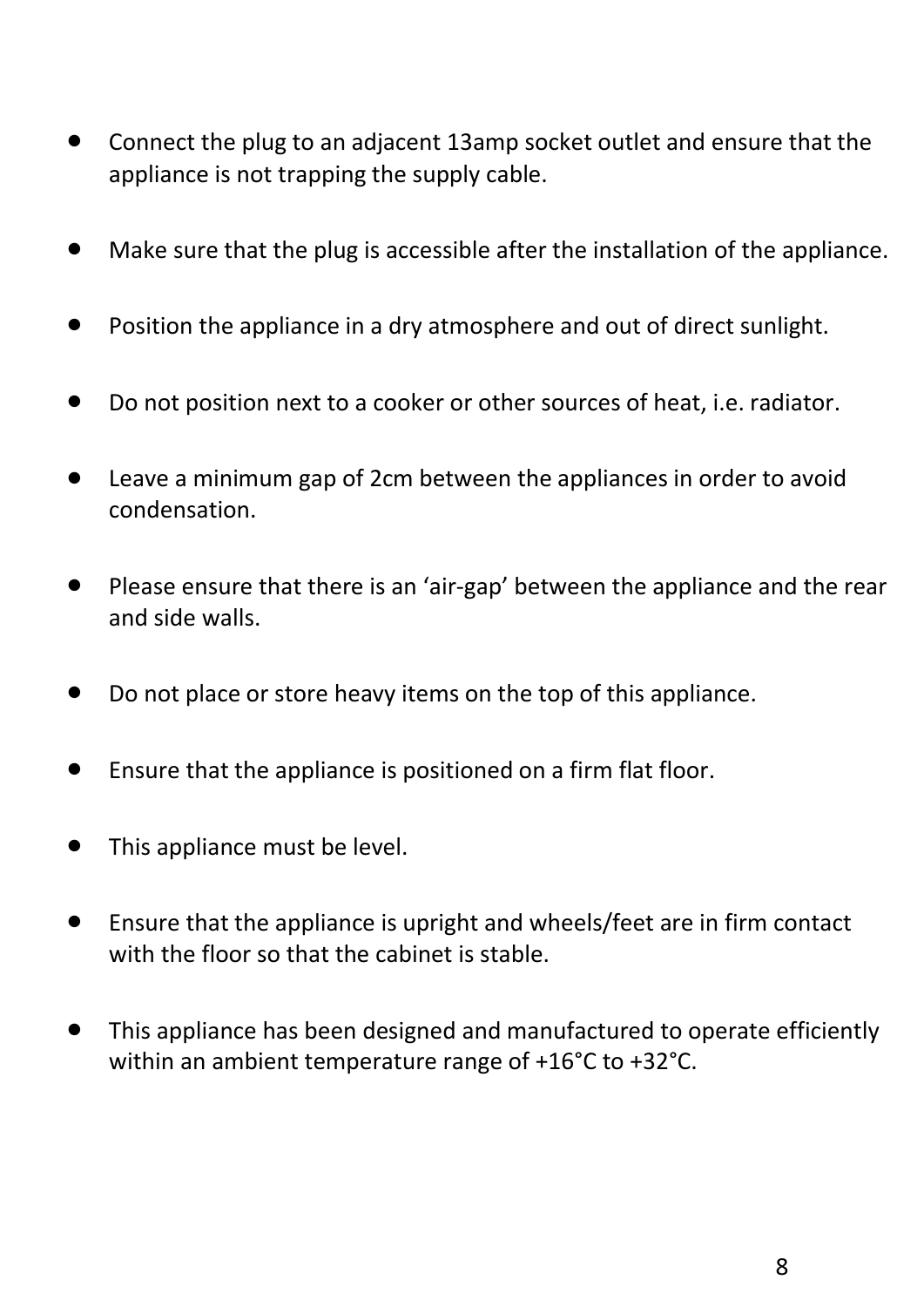- Connect the plug to an adjacent 13amp socket outlet and ensure that the appliance is not trapping the supply cable.

- Make sure that the plug is accessible after the installation of the appliance.

- Position the appliance in a dry atmosphere and out of direct sunlight.

- Do not position next to a cooker or other sources of heat, i.e. radiator.

- Leave a minimum gap of 2cm between the appliances in order to avoid condensation.

- Please ensure that there is an 'air-gap' between the appliance and the rear and side walls.

- Do not place or store heavy items on the top of this appliance.

- Ensure that the appliance is positioned on a firm flat floor.

- This appliance must be level.

- Ensure that the appliance is upright and wheels/feet are in firm contact with the floor so that the cabinet is stable.

- This appliance has been designed and manufactured to operate efficiently within an ambient temperature range of +16°C to +32°C.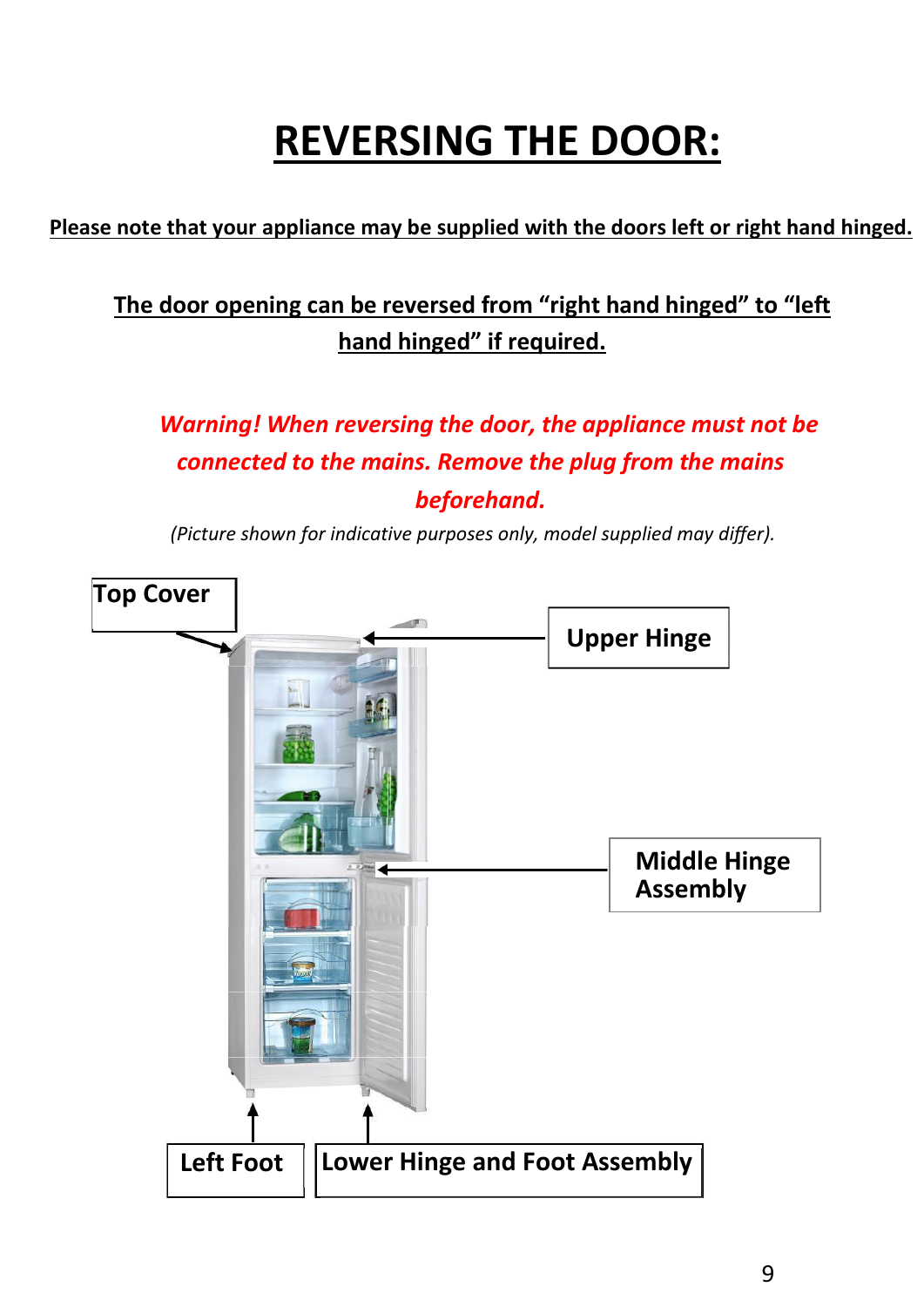# REVERSING THE DOOR:

**Please note that your appliance may be supplied with the doors left or right hand hinged.**

**The door opening can be reversed from "right hand hinged" to "left hand hinged" if required.**

***Warning! When reversing the door, the appliance must not be connected to the mains. Remove the plug from the mains beforehand.***

*(Picture shown for indicative purposes only, model supplied may differ).*

Top Cover

Upper Hinge

Middle Hinge Assembly

Left Foot

Lower Hinge and Foot Assembly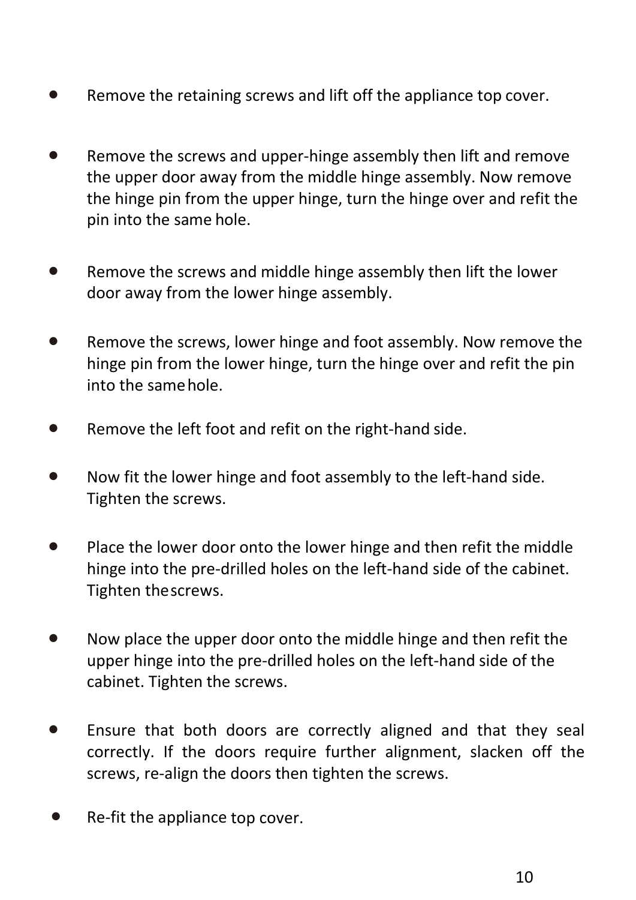- Remove the retaining screws and lift off the appliance top cover.

- Remove the screws and upper-hinge assembly then lift and remove the upper door away from the middle hinge assembly. Now remove the hinge pin from the upper hinge, turn the hinge over and refit the pin into the same hole.

- Remove the screws and middle hinge assembly then lift the lower door away from the lower hinge assembly.

- Remove the screws, lower hinge and foot assembly. Now remove the hinge pin from the lower hinge, turn the hinge over and refit the pin into the same hole.

- Remove the left foot and refit on the right-hand side.

- Now fit the lower hinge and foot assembly to the left-hand side. Tighten the screws.

- Place the lower door onto the lower hinge and then refit the middle hinge into the pre-drilled holes on the left-hand side of the cabinet. Tighten the screws.

- Now place the upper door onto the middle hinge and then refit the upper hinge into the pre-drilled holes on the left-hand side of the cabinet. Tighten the screws.

- Ensure that both doors are correctly aligned and that they seal correctly. If the doors require further alignment, slacken off the screws, re-align the doors then tighten the screws.

- Re-fit the appliance top cover.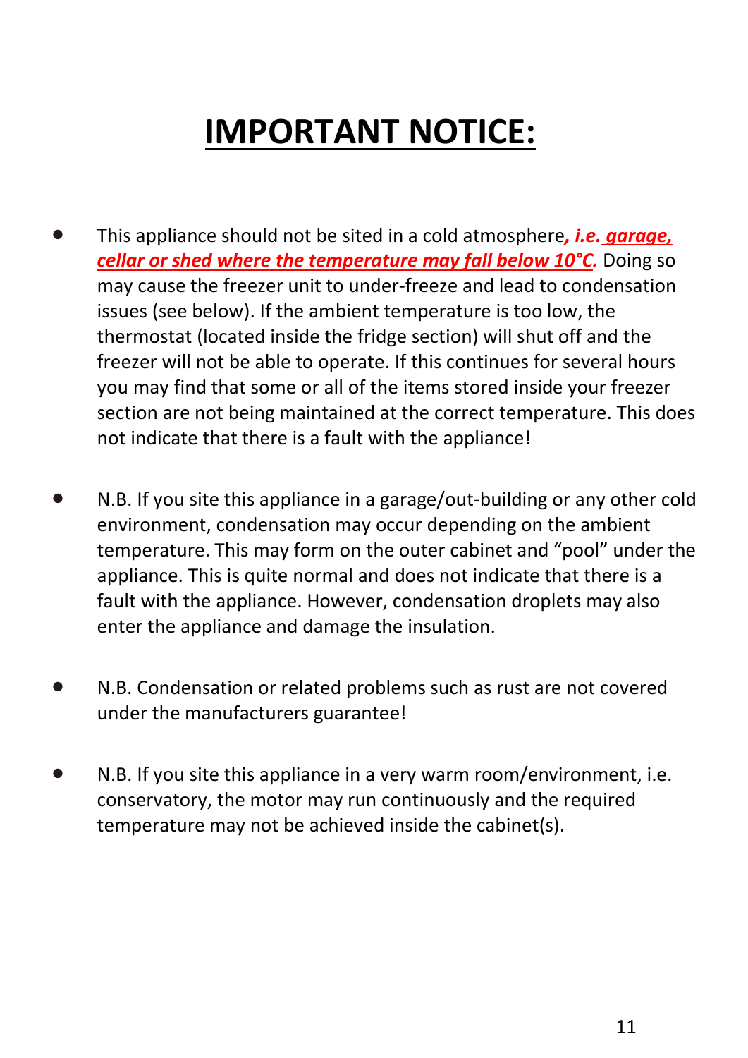# IMPORTANT NOTICE:

- This appliance should not be sited in a cold atmosphere***, i.e. garage, cellar or shed where the temperature may fall below 10°C.*** Doing so may cause the freezer unit to under-freeze and lead to condensation issues (see below). If the ambient temperature is too low, the thermostat (located inside the fridge section) will shut off and the freezer will not be able to operate. If this continues for several hours you may find that some or all of the items stored inside your freezer section are not being maintained at the correct temperature. This does not indicate that there is a fault with the appliance!

- N.B. If you site this appliance in a garage/out-building or any other cold environment, condensation may occur depending on the ambient temperature. This may form on the outer cabinet and "pool" under the appliance. This is quite normal and does not indicate that there is a fault with the appliance. However, condensation droplets may also enter the appliance and damage the insulation.

- N.B. Condensation or related problems such as rust are not covered under the manufacturers guarantee!

- N.B. If you site this appliance in a very warm room/environment, i.e. conservatory, the motor may run continuously and the required temperature may not be achieved inside the cabinet(s).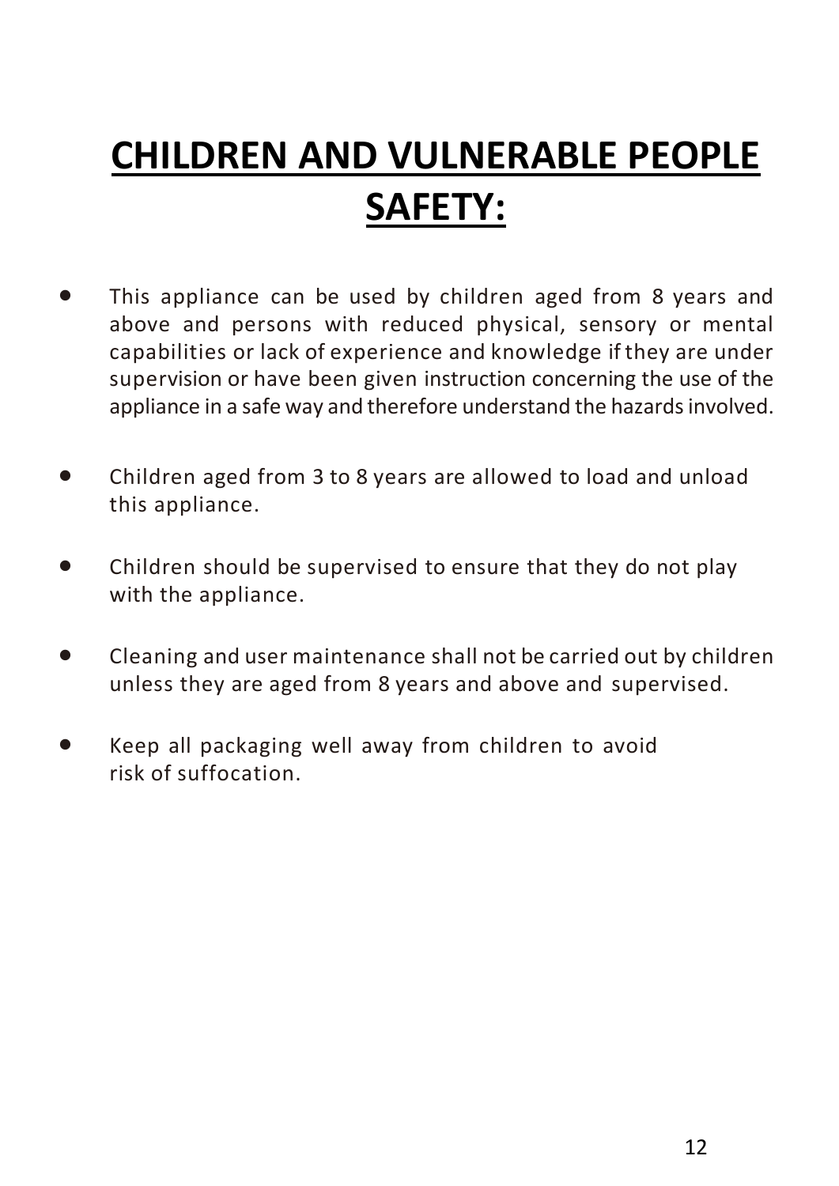# CHILDREN AND VULNERABLE PEOPLE SAFETY:

- This appliance can be used by children aged from 8 years and above and persons with reduced physical, sensory or mental capabilities or lack of experience and knowledge if they are under supervision or have been given instruction concerning the use of the appliance in a safe way and therefore understand the hazards involved.

- Children aged from 3 to 8 years are allowed to load and unload this appliance.

- Children should be supervised to ensure that they do not play with the appliance.

- Cleaning and user maintenance shall not be carried out by children unless they are aged from 8 years and above and supervised.

- Keep all packaging well away from children to avoid risk of suffocation.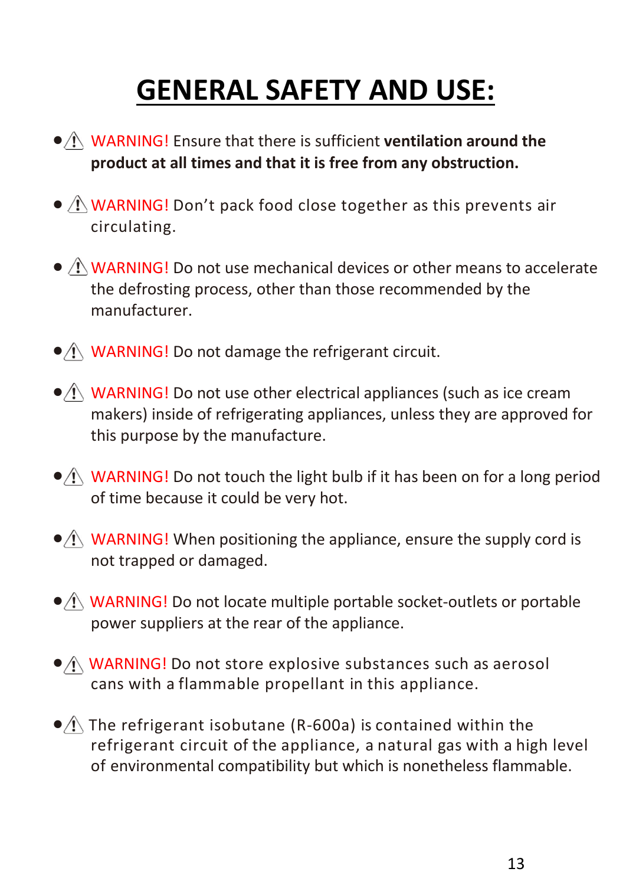# GENERAL SAFETY AND USE:

- ⚠ WARNING! Ensure that there is sufficient **ventilation around the product at all times and that it is free from any obstruction.**

- ⚠ WARNING! Don't pack food close together as this prevents air circulating.

- ⚠ WARNING! Do not use mechanical devices or other means to accelerate the defrosting process, other than those recommended by the manufacturer.

- ⚠ WARNING! Do not damage the refrigerant circuit.

- ⚠ WARNING! Do not use other electrical appliances (such as ice cream makers) inside of refrigerating appliances, unless they are approved for this purpose by the manufacturer.

- ⚠ WARNING! Do not touch the light bulb if it has been on for a long period of time because it could be very hot.

- ⚠ WARNING! When positioning the appliance, ensure the supply cord is not trapped or damaged.

- ⚠ WARNING! Do not locate multiple portable socket-outlets or portable power suppliers at the rear of the appliance.

- ⚠ WARNING! Do not store explosive substances such as aerosol cans with a flammable propellant in this appliance.

- ⚠ The refrigerant isobutane (R-600a) is contained within the refrigerant circuit of the appliance, a natural gas with a high level of environmental compatibility but which is nonetheless flammable.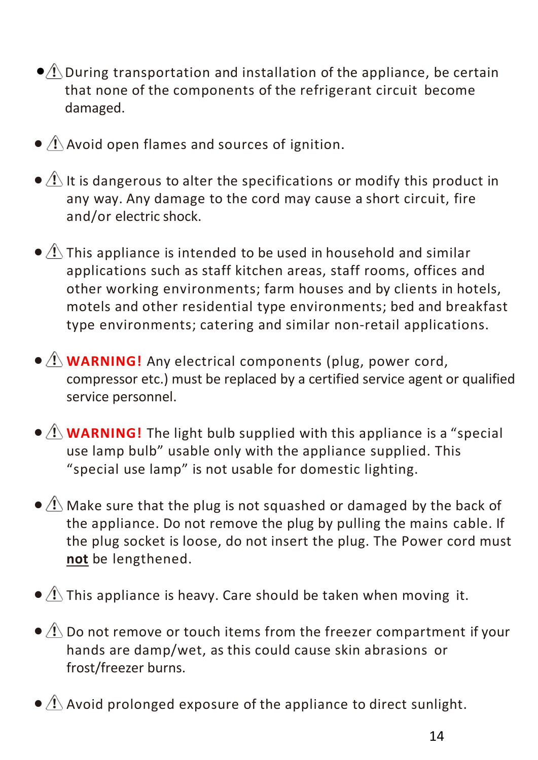- ⚠ During transportation and installation of the appliance, be certain that none of the components of the refrigerant circuit become damaged.

- ⚠ Avoid open flames and sources of ignition.

- ⚠ It is dangerous to alter the specifications or modify this product in any way. Any damage to the cord may cause a short circuit, fire and/or electric shock.

- ⚠ This appliance is intended to be used in household and similar applications such as staff kitchen areas, staff rooms, offices and other working environments; farm houses and by clients in hotels, motels and other residential type environments; bed and breakfast type environments; catering and similar non-retail applications.

- ⚠ **WARNING!** Any electrical components (plug, power cord, compressor etc.) must be replaced by a certified service agent or qualified service personnel.

- ⚠ **WARNING!** The light bulb supplied with this appliance is a “special use lamp bulb” usable only with the appliance supplied. This “special use lamp” is not usable for domestic lighting.

- ⚠ Make sure that the plug is not squashed or damaged by the back of the appliance. Do not remove the plug by pulling the mains cable. If the plug socket is loose, do not insert the plug. The Power cord must **not** be lengthened.

- ⚠ This appliance is heavy. Care should be taken when moving it.

- ⚠ Do not remove or touch items from the freezer compartment if your hands are damp/wet, as this could cause skin abrasions or frost/freezer burns.

- ⚠ Avoid prolonged exposure of the appliance to direct sunlight.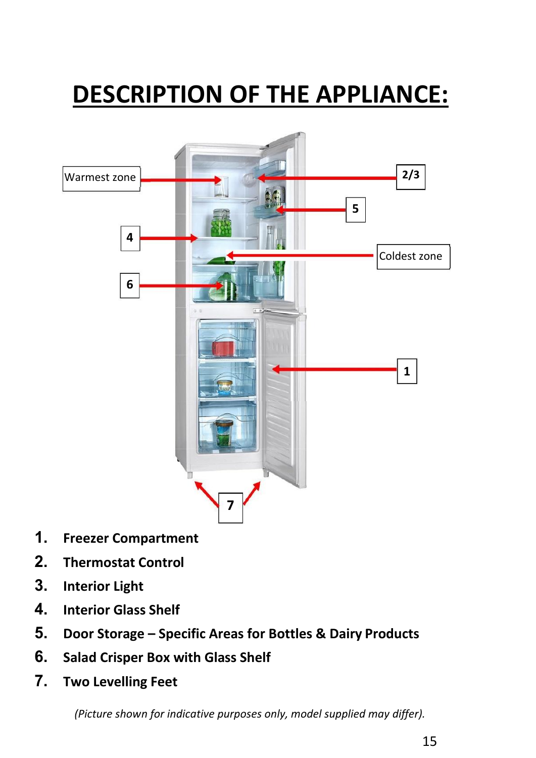# DESCRIPTION OF THE APPLIANCE:

Warmest zone

2/3

5

4

Coldest zone

6

1

7

1. **Freezer Compartment**
2. **Thermostat Control**
3. **Interior Light**
4. **Interior Glass Shelf**
5. **Door Storage – Specific Areas for Bottles & Dairy Products**
6. **Salad Crisper Box with Glass Shelf**
7. **Two Levelling Feet**

*(Picture shown for indicative purposes only, model supplied may differ).*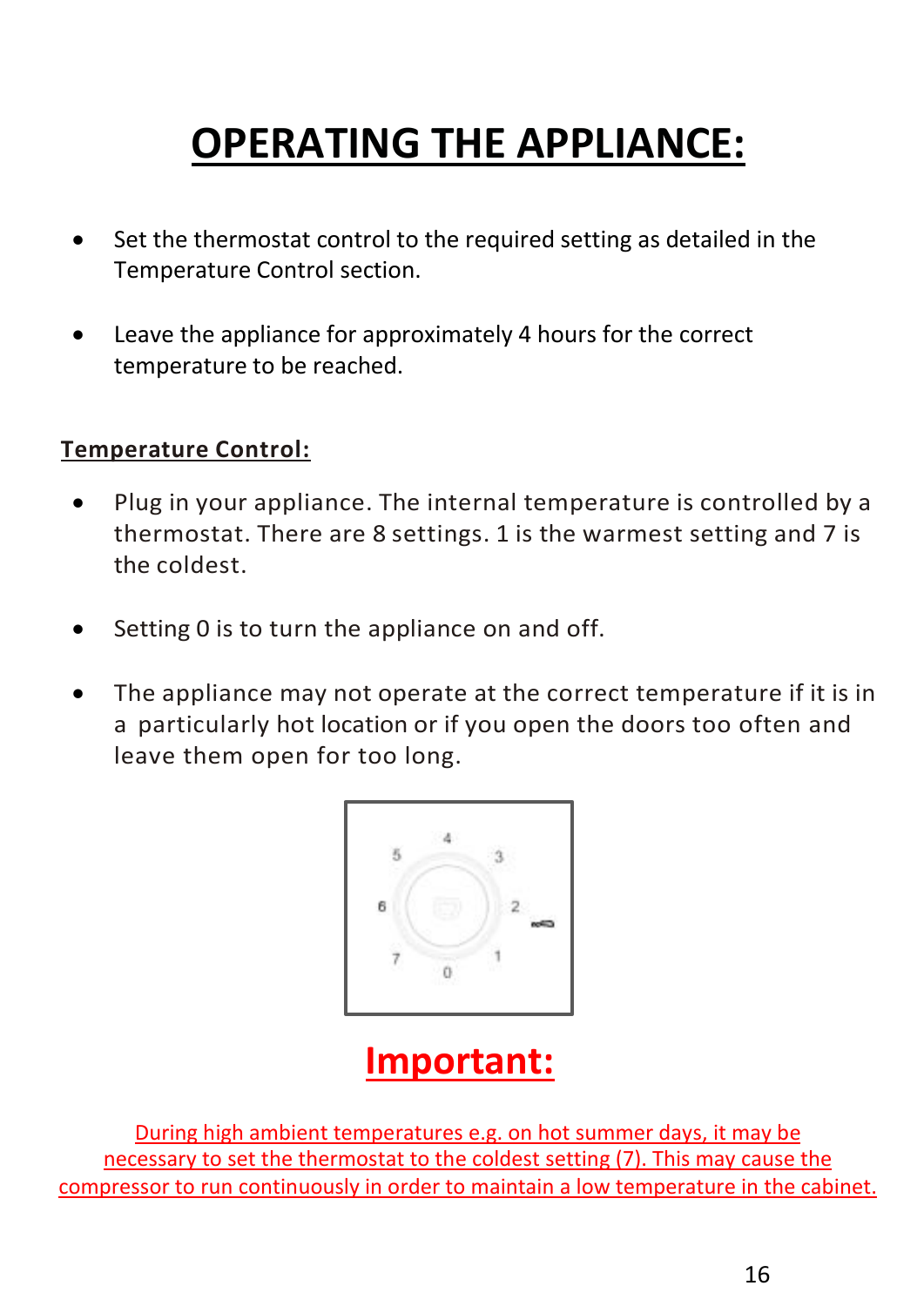# OPERATING THE APPLIANCE:

- Set the thermostat control to the required setting as detailed in the Temperature Control section.

- Leave the appliance for approximately 4 hours for the correct temperature to be reached.

## Temperature Control:

- Plug in your appliance. The internal temperature is controlled by a thermostat. There are 8 settings. 1 is the warmest setting and 7 is the coldest.

- Setting 0 is to turn the appliance on and off.

- The appliance may not operate at the correct temperature if it is in a particularly hot location or if you open the doors too often and leave them open for too long.

## Important:

During high ambient temperatures e.g. on hot summer days, it may be necessary to set the thermostat to the coldest setting (7). This may cause the compressor to run continuously in order to maintain a low temperature in the cabinet.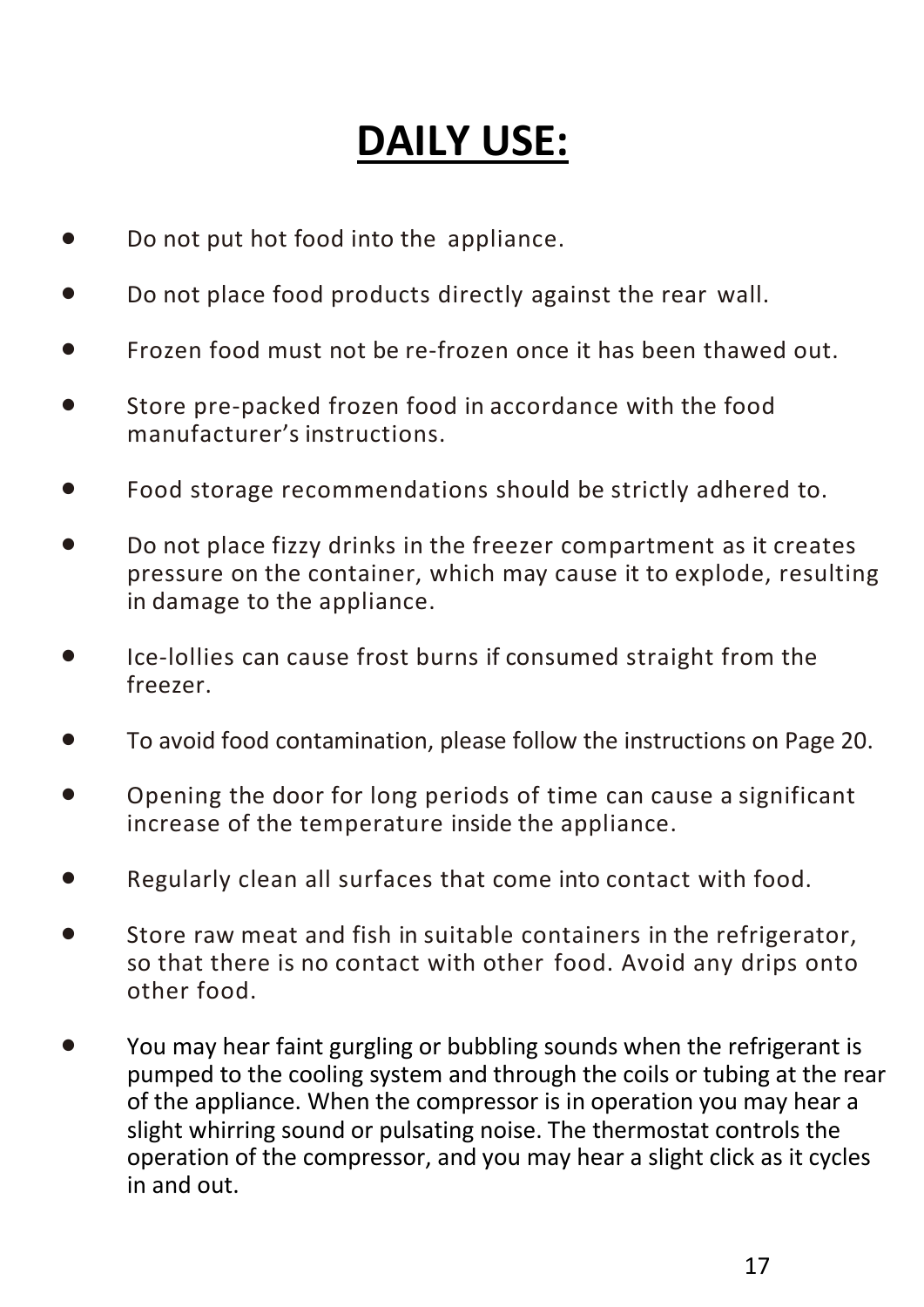# DAILY USE:

- Do not put hot food into the appliance.
- Do not place food products directly against the rear wall.
- Frozen food must not be re-frozen once it has been thawed out.
- Store pre-packed frozen food in accordance with the food manufacturer's instructions.
- Food storage recommendations should be strictly adhered to.
- Do not place fizzy drinks in the freezer compartment as it creates pressure on the container, which may cause it to explode, resulting in damage to the appliance.
- Ice-lollies can cause frost burns if consumed straight from the freezer.
- To avoid food contamination, please follow the instructions on Page 20.
- Opening the door for long periods of time can cause a significant increase of the temperature inside the appliance.
- Regularly clean all surfaces that come into contact with food.
- Store raw meat and fish in suitable containers in the refrigerator, so that there is no contact with other food. Avoid any drips onto other food.
- You may hear faint gurgling or bubbling sounds when the refrigerant is pumped to the cooling system and through the coils or tubing at the rear of the appliance. When the compressor is in operation you may hear a slight whirring sound or pulsating noise. The thermostat controls the operation of the compressor, and you may hear a slight click as it cycles in and out.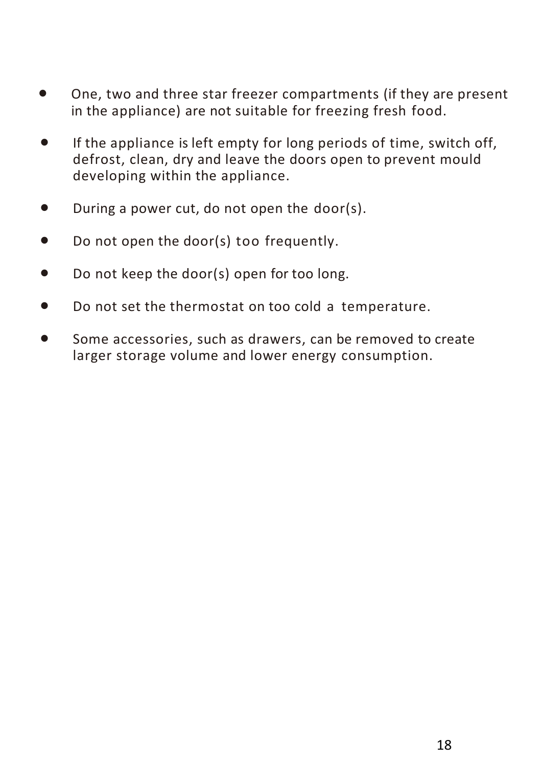- One, two and three star freezer compartments (if they are present in the appliance) are not suitable for freezing fresh food.
- If the appliance is left empty for long periods of time, switch off, defrost, clean, dry and leave the doors open to prevent mould developing within the appliance.
- During a power cut, do not open the door(s).
- Do not open the door(s) too frequently.
- Do not keep the door(s) open for too long.
- Do not set the thermostat on too cold a temperature.
- Some accessories, such as drawers, can be removed to create larger storage volume and lower energy consumption.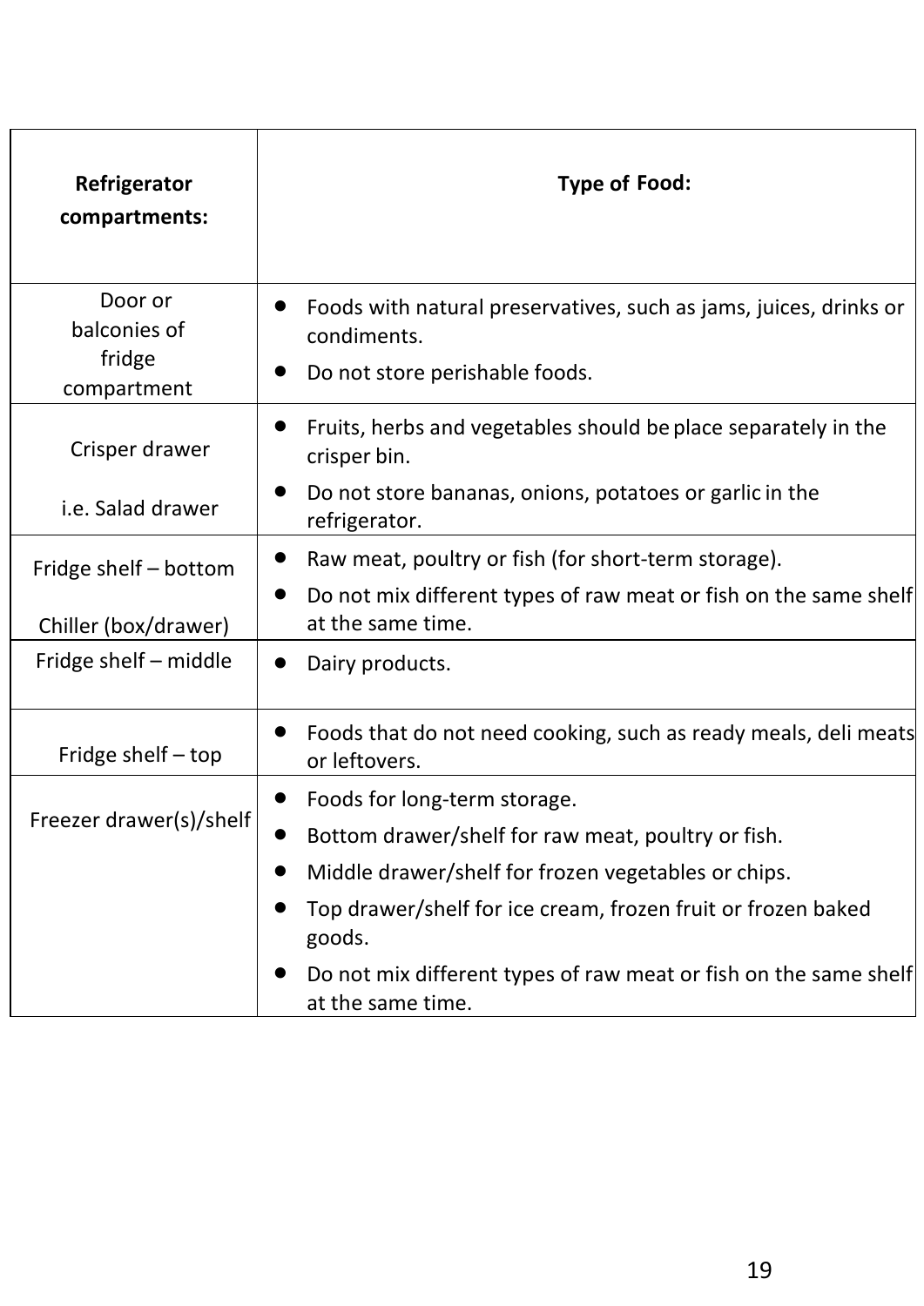| **Refrigerator compartments:** | **Type of Food:** |
| --- | --- |
| Door or balconies of fridge compartment | • Foods with natural preservatives, such as jams, juices, drinks or condiments.<br>• Do not store perishable foods. |
| Crisper drawer<br><br>i.e. Salad drawer | • Fruits, herbs and vegetables should be place separately in the crisper bin.<br>• Do not store bananas, onions, potatoes or garlic in the refrigerator. |
| Fridge shelf – bottom<br><br>Chiller (box/drawer) | • Raw meat, poultry or fish (for short-term storage).<br>• Do not mix different types of raw meat or fish on the same shelf at the same time. |
| Fridge shelf – middle | • Dairy products. |
| Fridge shelf – top | • Foods that do not need cooking, such as ready meals, deli meats or leftovers. |
| Freezer drawer(s)/shelf | • Foods for long-term storage.<br>• Bottom drawer/shelf for raw meat, poultry or fish.<br>• Middle drawer/shelf for frozen vegetables or chips.<br>• Top drawer/shelf for ice cream, frozen fruit or frozen baked goods.<br>• Do not mix different types of raw meat or fish on the same shelf at the same time. |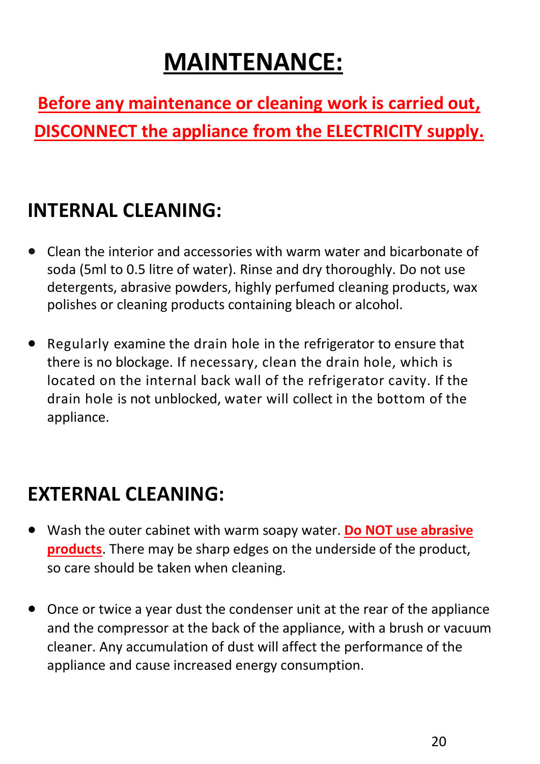# MAINTENANCE:

**Before any maintenance or cleaning work is carried out, DISCONNECT the appliance from the ELECTRICITY supply.**

## INTERNAL CLEANING:

- Clean the interior and accessories with warm water and bicarbonate of soda (5ml to 0.5 litre of water). Rinse and dry thoroughly. Do not use detergents, abrasive powders, highly perfumed cleaning products, wax polishes or cleaning products containing bleach or alcohol.

- Regularly examine the drain hole in the refrigerator to ensure that there is no blockage. If necessary, clean the drain hole, which is located on the internal back wall of the refrigerator cavity. If the drain hole is not unblocked, water will collect in the bottom of the appliance.

## EXTERNAL CLEANING:

- Wash the outer cabinet with warm soapy water. **Do NOT use abrasive products**. There may be sharp edges on the underside of the product, so care should be taken when cleaning.

- Once or twice a year dust the condenser unit at the rear of the appliance and the compressor at the back of the appliance, with a brush or vacuum cleaner. Any accumulation of dust will affect the performance of the appliance and cause increased energy consumption.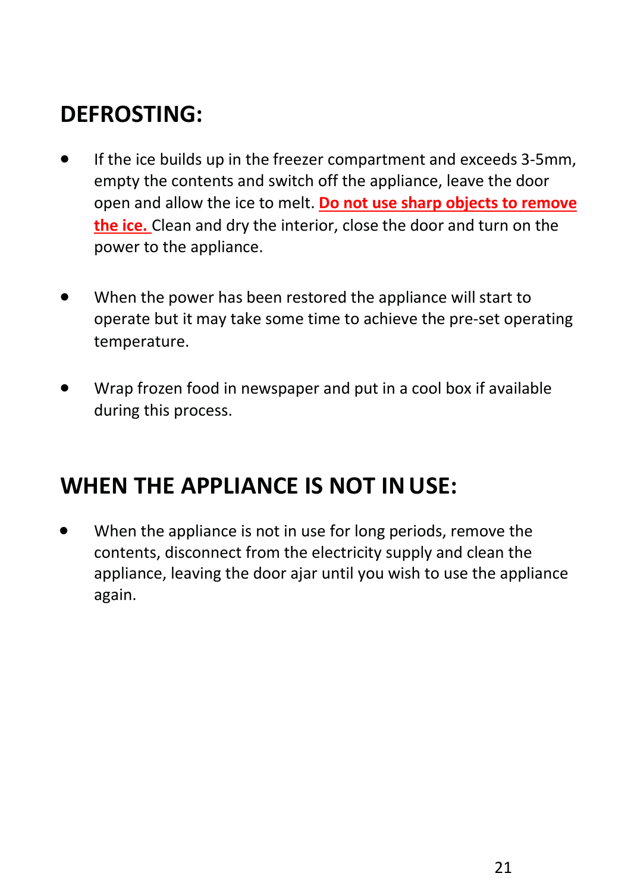## DEFROSTING:

- If the ice builds up in the freezer compartment and exceeds 3-5mm, empty the contents and switch off the appliance, leave the door open and allow the ice to melt. **Do not use sharp objects to remove the ice.** Clean and dry the interior, close the door and turn on the power to the appliance.

- When the power has been restored the appliance will start to operate but it may take some time to achieve the pre-set operating temperature.

- Wrap frozen food in newspaper and put in a cool box if available during this process.

## WHEN THE APPLIANCE IS NOT IN USE:

- When the appliance is not in use for long periods, remove the contents, disconnect from the electricity supply and clean the appliance, leaving the door ajar until you wish to use the appliance again.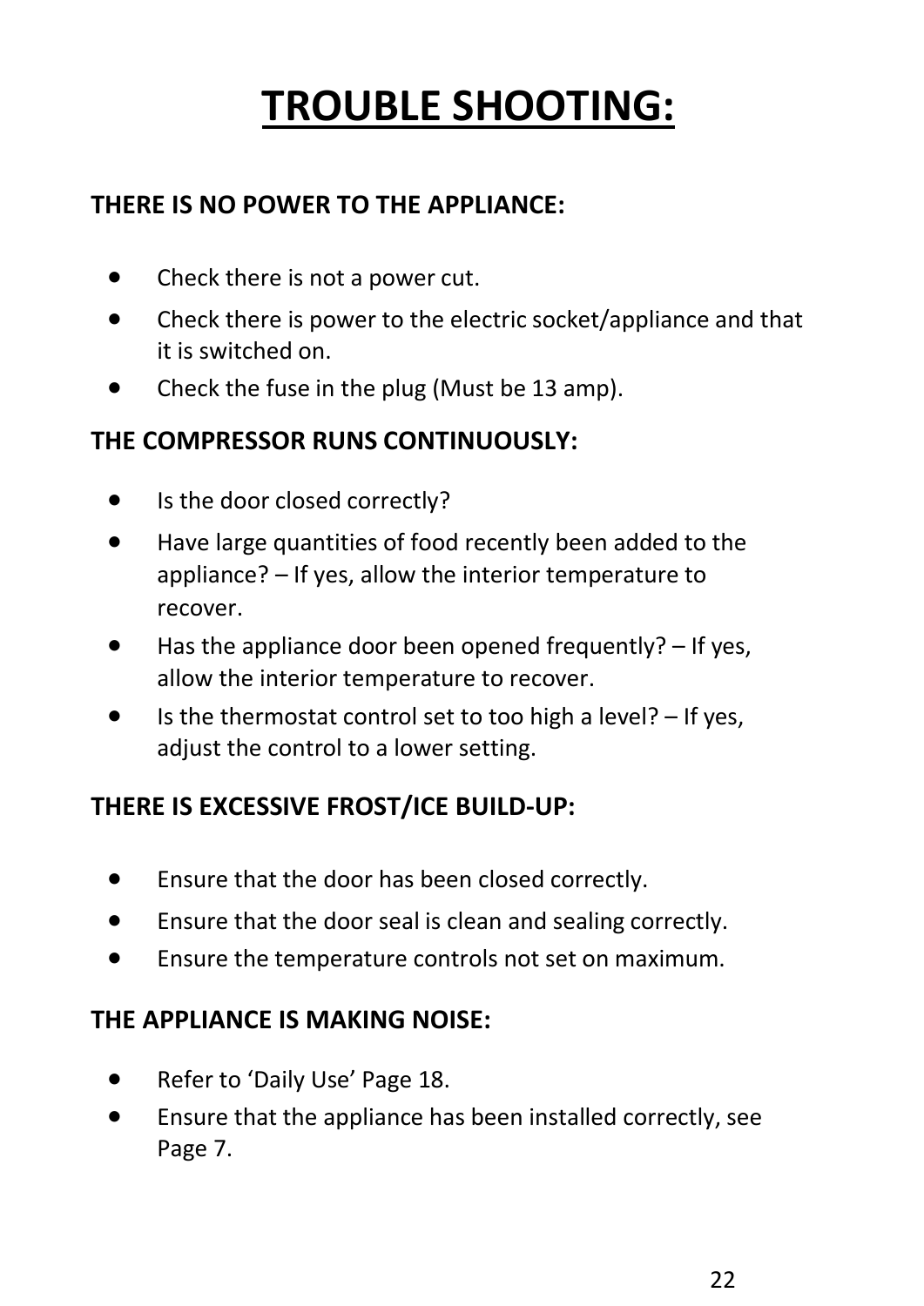# TROUBLE SHOOTING:

## THERE IS NO POWER TO THE APPLIANCE:

- Check there is not a power cut.
- Check there is power to the electric socket/appliance and that it is switched on.
- Check the fuse in the plug (Must be 13 amp).

## THE COMPRESSOR RUNS CONTINUOUSLY:

- Is the door closed correctly?
- Have large quantities of food recently been added to the appliance? – If yes, allow the interior temperature to recover.
- Has the appliance door been opened frequently? – If yes, allow the interior temperature to recover.
- Is the thermostat control set to too high a level? – If yes, adjust the control to a lower setting.

## THERE IS EXCESSIVE FROST/ICE BUILD-UP:

- Ensure that the door has been closed correctly.
- Ensure that the door seal is clean and sealing correctly.
- Ensure the temperature controls not set on maximum.

## THE APPLIANCE IS MAKING NOISE:

- Refer to 'Daily Use' Page 18.
- Ensure that the appliance has been installed correctly, see Page 7.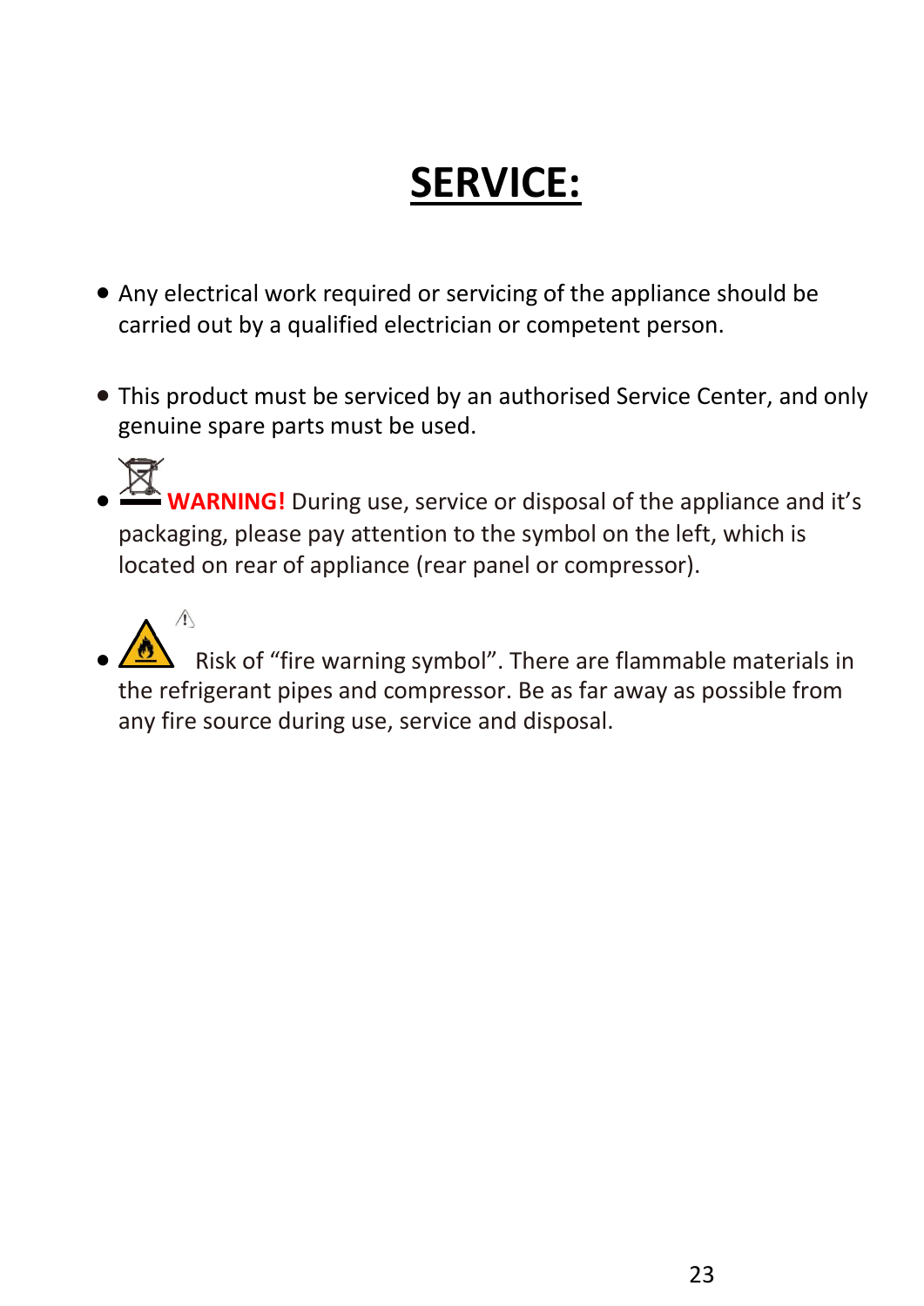# SERVICE:

- Any electrical work required or servicing of the appliance should be carried out by a qualified electrician or competent person.

- This product must be serviced by an authorised Service Center, and only genuine spare parts must be used.

- **WARNING!** During use, service or disposal of the appliance and it's packaging, please pay attention to the symbol on the left, which is located on rear of appliance (rear panel or compressor).

- Risk of "fire warning symbol". There are flammable materials in the refrigerant pipes and compressor. Be as far away as possible from any fire source during use, service and disposal.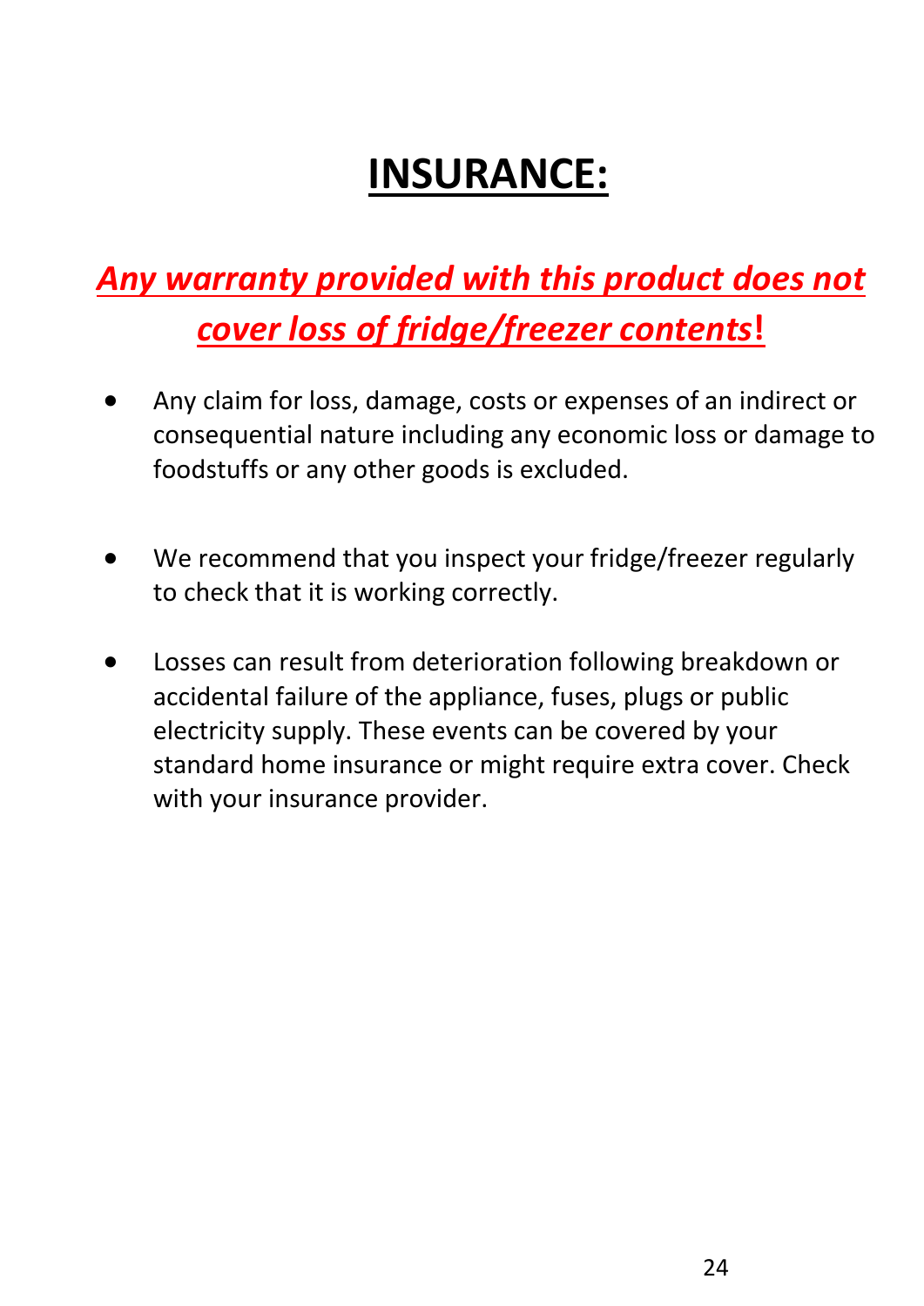# INSURANCE:

***Any warranty provided with this product does not cover loss of fridge/freezer contents*!**

- Any claim for loss, damage, costs or expenses of an indirect or consequential nature including any economic loss or damage to foodstuffs or any other goods is excluded.

- We recommend that you inspect your fridge/freezer regularly to check that it is working correctly.

- Losses can result from deterioration following breakdown or accidental failure of the appliance, fuses, plugs or public electricity supply. These events can be covered by your standard home insurance or might require extra cover. Check with your insurance provider.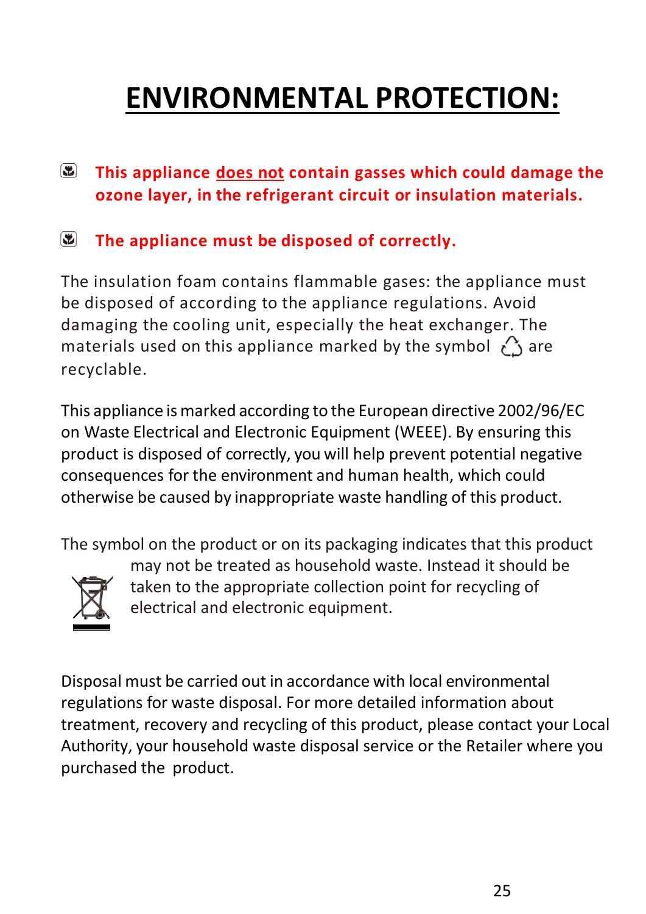# ENVIRONMENTAL PROTECTION:

- **This appliance <u>does not</u> contain gasses which could damage the ozone layer, in the refrigerant circuit or insulation materials.**

- **The appliance must be disposed of correctly.**

The insulation foam contains flammable gases: the appliance must be disposed of according to the appliance regulations. Avoid damaging the cooling unit, especially the heat exchanger. The materials used on this appliance marked by the symbol ♲ are recyclable.

This appliance is marked according to the European directive 2002/96/EC on Waste Electrical and Electronic Equipment (WEEE). By ensuring this product is disposed of correctly, you will help prevent potential negative consequences for the environment and human health, which could otherwise be caused by inappropriate waste handling of this product.

The symbol on the product or on its packaging indicates that this product may not be treated as household waste. Instead it should be taken to the appropriate collection point for recycling of electrical and electronic equipment.

Disposal must be carried out in accordance with local environmental regulations for waste disposal. For more detailed information about treatment, recovery and recycling of this product, please contact your Local Authority, your household waste disposal service or the Retailer where you purchased the product.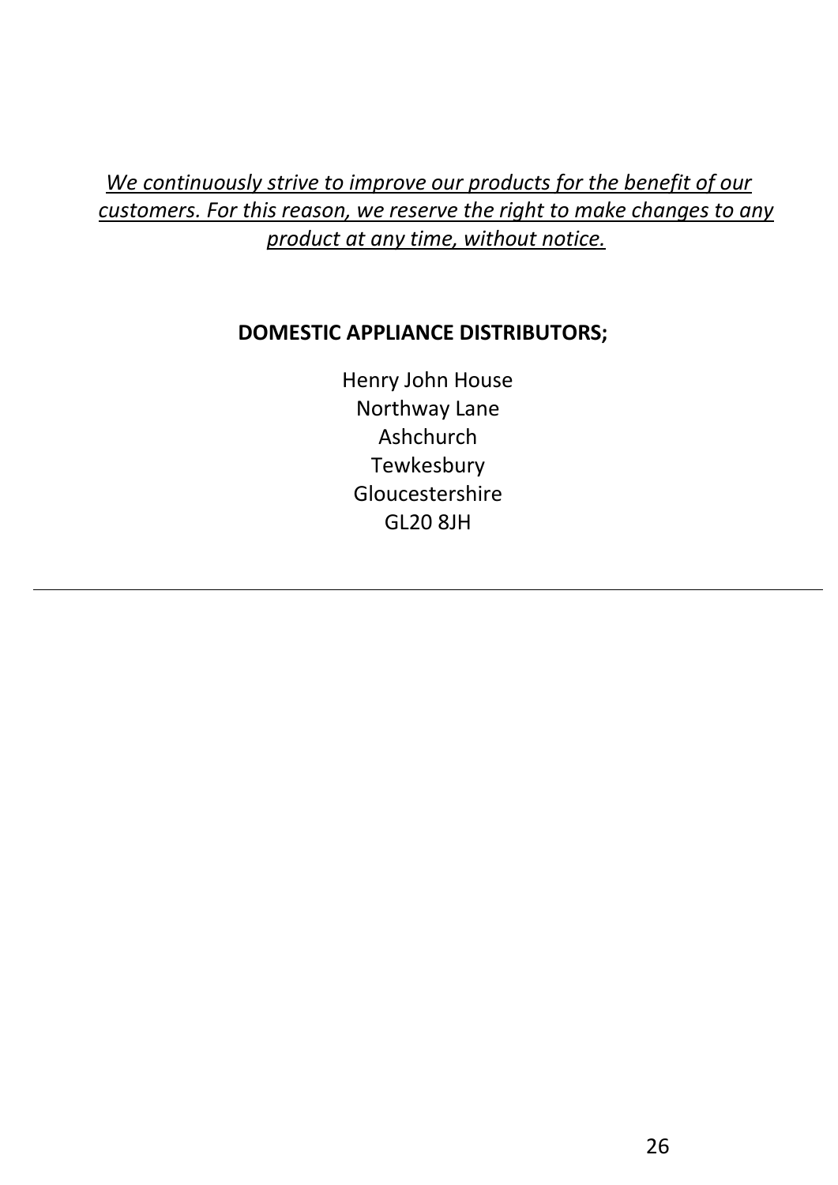*We continuously strive to improve our products for the benefit of our customers. For this reason, we reserve the right to make changes to any product at any time, without notice.*

**DOMESTIC APPLIANCE DISTRIBUTORS;**

Henry John House
Northway Lane
Ashchurch
Tewkesbury
Gloucestershire
GL20 8JH

---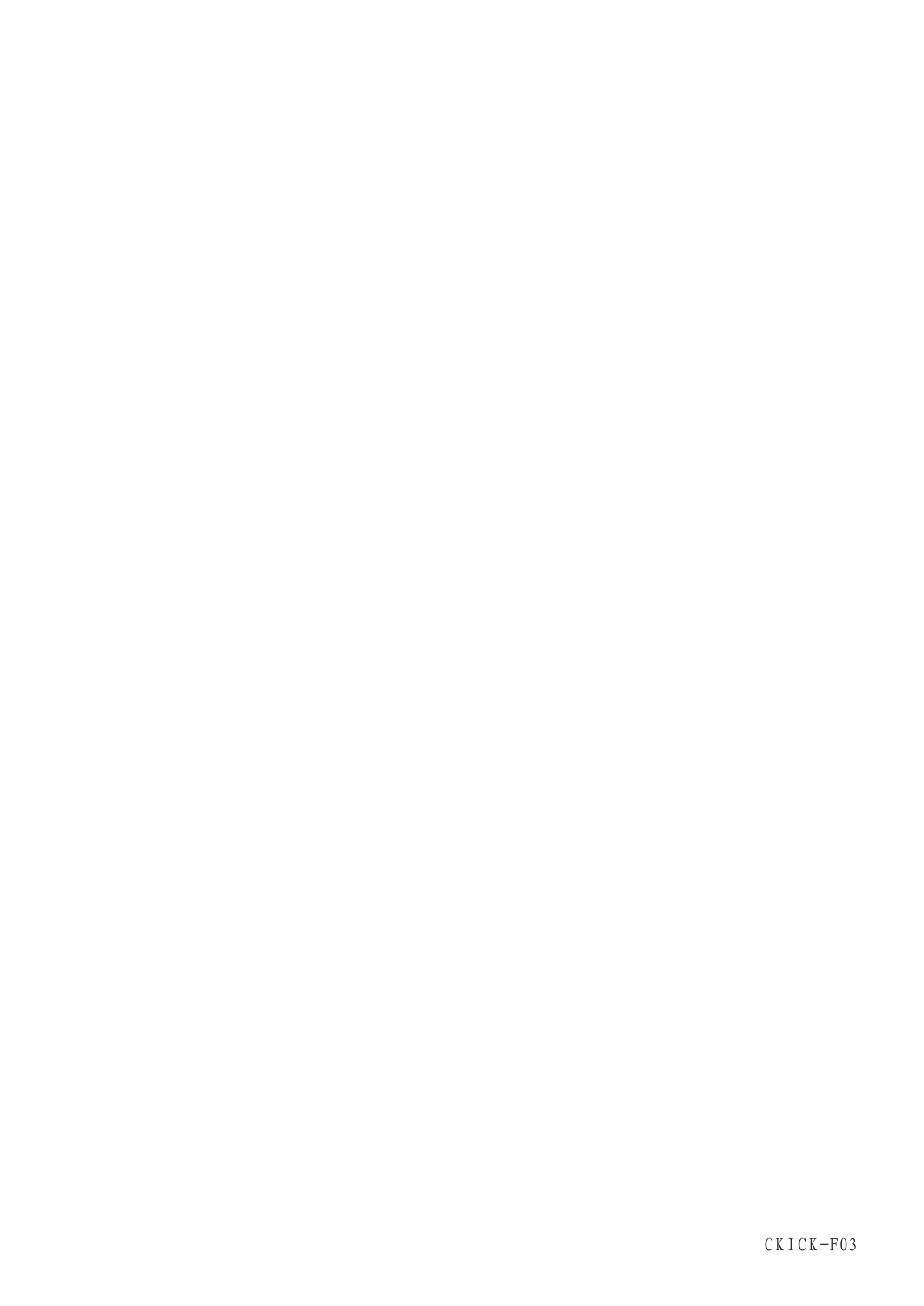CKICK−F03